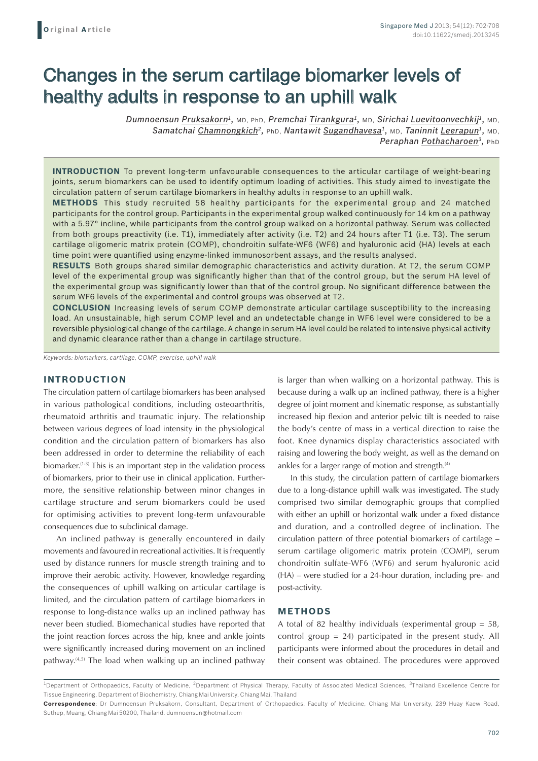**Original Article**

# Changes in the serum cartilage biomarker levels of healthy adults in response to an uphill walk

*Dumnoensun Pruksakorn*[1], MD, PhD, *Premchai Tirankgura*[1], MD, *Sirichai Luevitoonvechkij*[1], MD, *Samatchai Chamnongkich*[2], PhD, *Nantawit Sugandhavesa*[1], MD, *Taninnit Leerapun*[1], MD, *Peraphan Pothacharoen*[3], PhD

**INTRODUCTION** To prevent long-term unfavourable consequences to the articular cartilage of weight-bearing joints, serum biomarkers can be used to identify optimum loading of activities. This study aimed to investigate the circulation pattern of serum cartilage biomarkers in healthy adults in response to an uphill walk.

**METHODS** This study recruited 58 healthy participants for the experimental group and 24 matched participants for the control group. Participants in the experimental group walked continuously for 14 km on a pathway with a 5.97° incline, while participants from the control group walked on a horizontal pathway. Serum was collected from both groups preactivity (i.e. T1), immediately after activity (i.e. T2) and 24 hours after T1 (i.e. T3). The serum cartilage oligomeric matrix protein (COMP), chondroitin sulfate-WF6 (WF6) and hyaluronic acid (HA) levels at each time point were quantified using enzyme-linked immunosorbent assays, and the results analysed.

**RESULTS** Both groups shared similar demographic characteristics and activity duration. At T2, the serum COMP level of the experimental group was significantly higher than that of the control group, but the serum HA level of the experimental group was significantly lower than that of the control group. No significant difference between the serum WF6 levels of the experimental and control groups was observed at T2.

**CONCLUSION** Increasing levels of serum COMP demonstrate articular cartilage susceptibility to the increasing load. An unsustainable, high serum COMP level and an undetectable change in WF6 level were considered to be a reversible physiological change of the cartilage. A change in serum HA level could be related to intensive physical activity and dynamic clearance rather than a change in cartilage structure.

*Keywords: biomarkers, cartilage, COMP, exercise, uphill walk*

## INTRODUCTION

The circulation pattern of cartilage biomarkers has been analysed in various pathological conditions, including osteoarthritis, rheumatoid arthritis and traumatic injury. The relationship between various degrees of load intensity in the physiological condition and the circulation pattern of biomarkers has also been addressed in order to determine the reliability of each biomarker.[1-3] This is an important step in the validation process of biomarkers, prior to their use in clinical application. Furthermore, the sensitive relationship between minor changes in cartilage structure and serum biomarkers could be used for optimising activities to prevent long-term unfavourable consequences due to subclinical damage.

An inclined pathway is generally encountered in daily movements and favoured in recreational activities. It is frequently used by distance runners for muscle strength training and to improve their aerobic activity. However, knowledge regarding the consequences of uphill walking on articular cartilage is limited, and the circulation pattern of cartilage biomarkers in response to long-distance walks up an inclined pathway has never been studied. Biomechanical studies have reported that the joint reaction forces across the hip, knee and ankle joints were significantly increased during movement on an inclined pathway.[4,5] The load when walking up an inclined pathway is larger than when walking on a horizontal pathway. This is because during a walk up an inclined pathway, there is a higher degree of joint moment and kinematic response, as substantially increased hip flexion and anterior pelvic tilt is needed to raise the body's centre of mass in a vertical direction to raise the foot. Knee dynamics display characteristics associated with raising and lowering the body weight, as well as the demand on ankles for a larger range of motion and strength.[4]

In this study, the circulation pattern of cartilage biomarkers due to a long-distance uphill walk was investigated. The study comprised two similar demographic groups that complied with either an uphill or horizontal walk under a fixed distance and duration, and a controlled degree of inclination. The circulation pattern of three potential biomarkers of cartilage – serum cartilage oligomeric matrix protein (COMP), serum chondroitin sulfate-WF6 (WF6) and serum hyaluronic acid (HA) – were studied for a 24-hour duration, including pre- and post-activity.

## METHODS

A total of 82 healthy individuals (experimental group = 58, control group = 24) participated in the present study. All participants were informed about the procedures in detail and their consent was obtained. The procedures were approved

[1]Department of Orthopaedics, Faculty of Medicine, [2]Department of Physical Therapy, Faculty of Associated Medical Sciences, [3]Thailand Excellence Centre for Tissue Engineering, Department of Biochemistry, Chiang Mai University, Chiang Mai, Thailand

**Correspondence**: Dr Dumnoensun Pruksakorn, Consultant, Department of Orthopaedics, Faculty of Medicine, Chiang Mai University, 239 Huay Kaew Road, Suthep, Muang, Chiang Mai 50200, Thailand. dumnoensun@hotmail.com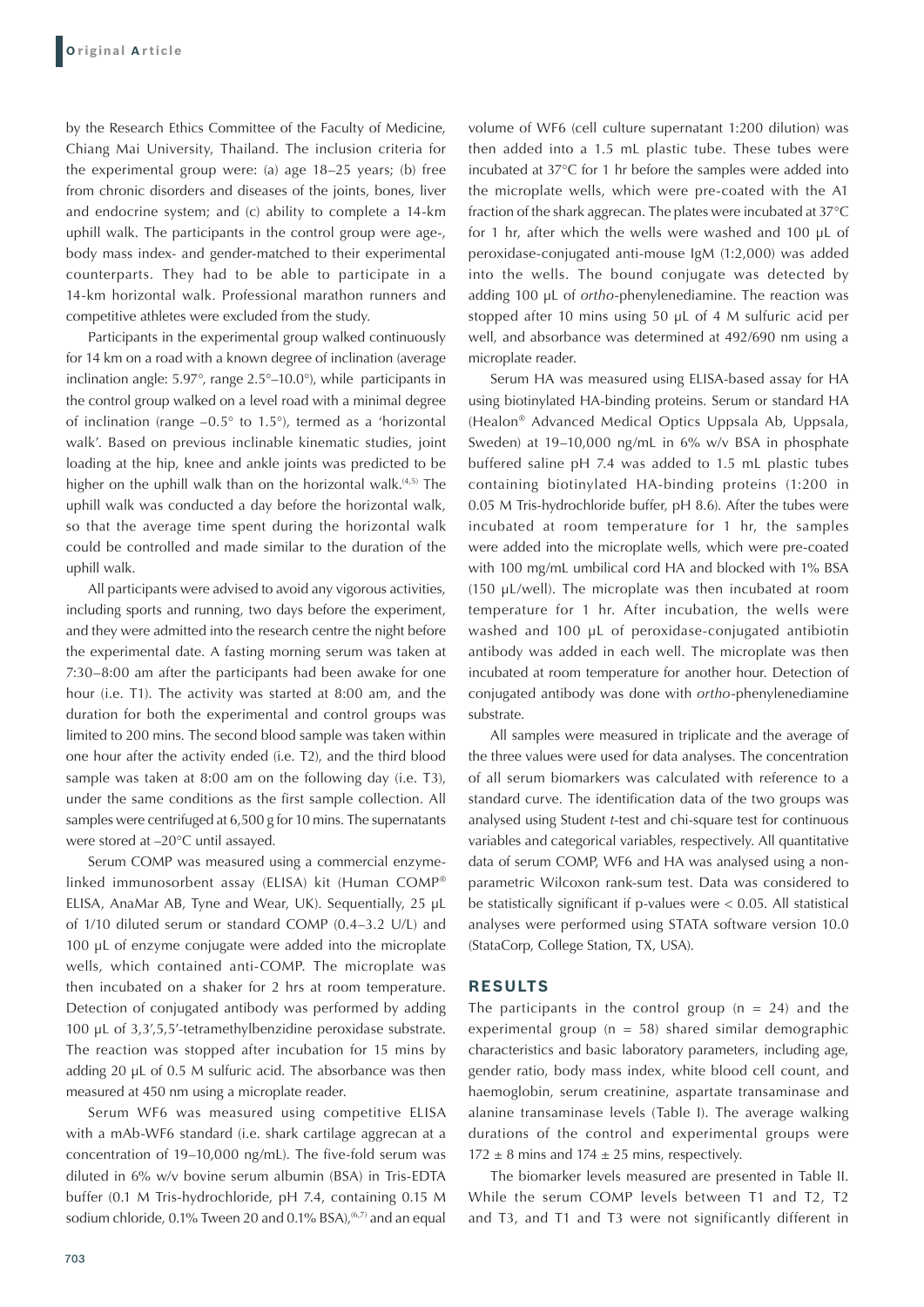by the Research Ethics Committee of the Faculty of Medicine, Chiang Mai University, Thailand. The inclusion criteria for the experimental group were: (a) age 18–25 years; (b) free from chronic disorders and diseases of the joints, bones, liver and endocrine system; and (c) ability to complete a 14-km uphill walk. The participants in the control group were age-, body mass index- and gender-matched to their experimental counterparts. They had to be able to participate in a 14-km horizontal walk. Professional marathon runners and competitive athletes were excluded from the study.

Participants in the experimental group walked continuously for 14 km on a road with a known degree of inclination (average inclination angle: 5.97°, range 2.5°–10.0°), while participants in the control group walked on a level road with a minimal degree of inclination (range –0.5° to 1.5°), termed as a 'horizontal walk'. Based on previous inclinable kinematic studies, joint loading at the hip, knee and ankle joints was predicted to be higher on the uphill walk than on the horizontal walk.[4,5] The uphill walk was conducted a day before the horizontal walk, so that the average time spent during the horizontal walk could be controlled and made similar to the duration of the uphill walk.

All participants were advised to avoid any vigorous activities, including sports and running, two days before the experiment, and they were admitted into the research centre the night before the experimental date. A fasting morning serum was taken at 7:30–8:00 am after the participants had been awake for one hour (i.e. T1). The activity was started at 8:00 am, and the duration for both the experimental and control groups was limited to 200 mins. The second blood sample was taken within one hour after the activity ended (i.e. T2), and the third blood sample was taken at 8:00 am on the following day (i.e. T3), under the same conditions as the first sample collection. All samples were centrifuged at 6,500 g for 10 mins. The supernatants were stored at –20°C until assayed.

Serum COMP was measured using a commercial enzyme-linked immunosorbent assay (ELISA) kit (Human COMP® ELISA, AnaMar AB, Tyne and Wear, UK). Sequentially, 25 µL of 1/10 diluted serum or standard COMP (0.4–3.2 U/L) and 100 µL of enzyme conjugate were added into the microplate wells, which contained anti-COMP. The microplate was then incubated on a shaker for 2 hrs at room temperature. Detection of conjugated antibody was performed by adding 100 µL of 3,3',5,5'-tetramethylbenzidine peroxidase substrate. The reaction was stopped after incubation for 15 mins by adding 20 µL of 0.5 M sulfuric acid. The absorbance was then measured at 450 nm using a microplate reader.

Serum WF6 was measured using competitive ELISA with a mAb-WF6 standard (i.e. shark cartilage aggrecan at a concentration of 19–10,000 ng/mL). The five-fold serum was diluted in 6% w/v bovine serum albumin (BSA) in Tris-EDTA buffer (0.1 M Tris-hydrochloride, pH 7.4, containing 0.15 M sodium chloride, 0.1% Tween 20 and 0.1% BSA),[6,7] and an equal volume of WF6 (cell culture supernatant 1:200 dilution) was then added into a 1.5 mL plastic tube. These tubes were incubated at 37°C for 1 hr before the samples were added into the microplate wells, which were pre-coated with the A1 fraction of the shark aggrecan. The plates were incubated at 37°C for 1 hr, after which the wells were washed and 100 µL of peroxidase-conjugated anti-mouse IgM (1:2,000) was added into the wells. The bound conjugate was detected by adding 100 µL of *ortho*-phenylenediamine. The reaction was stopped after 10 mins using 50 µL of 4 M sulfuric acid per well, and absorbance was determined at 492/690 nm using a microplate reader.

Serum HA was measured using ELISA-based assay for HA using biotinylated HA-binding proteins. Serum or standard HA (Healon® Advanced Medical Optics Uppsala Ab, Uppsala, Sweden) at 19–10,000 ng/mL in 6% w/v BSA in phosphate buffered saline pH 7.4 was added to 1.5 mL plastic tubes containing biotinylated HA-binding proteins (1:200 in 0.05 M Tris-hydrochloride buffer, pH 8.6). After the tubes were incubated at room temperature for 1 hr, the samples were added into the microplate wells, which were pre-coated with 100 mg/mL umbilical cord HA and blocked with 1% BSA (150 µL/well). The microplate was then incubated at room temperature for 1 hr. After incubation, the wells were washed and 100 µL of peroxidase-conjugated antibiotin antibody was added in each well. The microplate was then incubated at room temperature for another hour. Detection of conjugated antibody was done with *ortho*-phenylenediamine substrate.

All samples were measured in triplicate and the average of the three values were used for data analyses. The concentration of all serum biomarkers was calculated with reference to a standard curve. The identification data of the two groups was analysed using Student *t*-test and chi-square test for continuous variables and categorical variables, respectively. All quantitative data of serum COMP, WF6 and HA was analysed using a non-parametric Wilcoxon rank-sum test. Data was considered to be statistically significant if p-values were $< 0.05$. All statistical analyses were performed using STATA software version 10.0 (StataCorp, College Station, TX, USA).

## RESULTS

The participants in the control group ($n = 24$) and the experimental group ($n = 58$) shared similar demographic characteristics and basic laboratory parameters, including age, gender ratio, body mass index, white blood cell count, and haemoglobin, serum creatinine, aspartate transaminase and alanine transaminase levels (Table I). The average walking durations of the control and experimental groups were $172 \pm 8$ mins and $174 \pm 25$ mins, respectively.

The biomarker levels measured are presented in Table II. While the serum COMP levels between T1 and T2, T2 and T3, and T1 and T3 were not significantly different in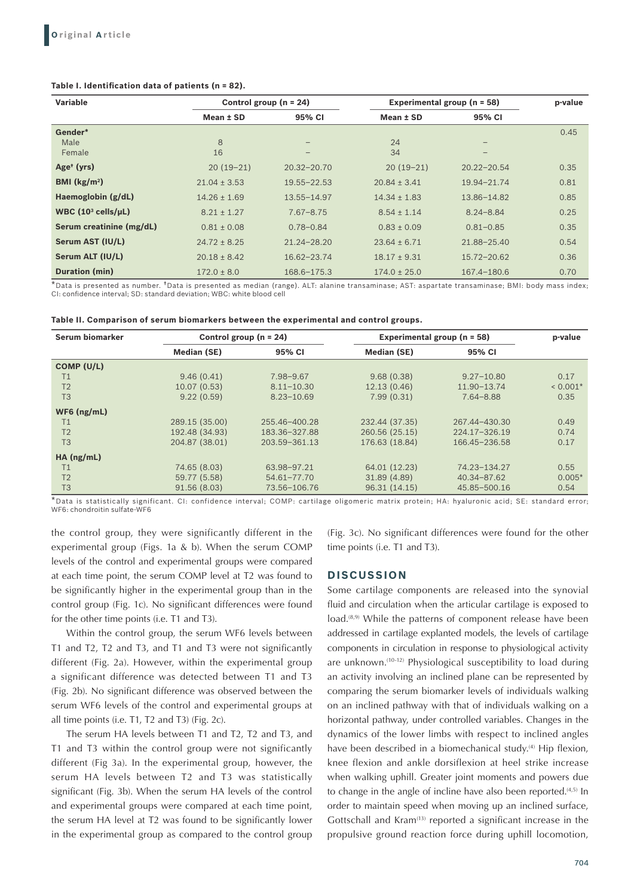**Table I. Identification data of patients (n = 82).**

| Variable | Control group (n = 24) | | Experimental group (n = 58) | | p-value |
|---|---|---|---|---|---|
| | Mean ± SD | 95% CI | Mean ± SD | 95% CI | |
| **Gender*** | | | | | 0.45 |
| Male | 8 | – | 24 | – | |
| Female | 16 | – | 34 | – | |
| **Age† (yrs)** | 20 (19–21) | 20.32–20.70 | 20 (19–21) | 20.22–20.54 | 0.35 |
| **BMI (kg/m²)** | 21.04 ± 3.53 | 19.55–22.53 | 20.84 ± 3.41 | 19.94–21.74 | 0.81 |
| **Haemoglobin (g/dL)** | 14.26 ± 1.69 | 13.55–14.97 | 14.34 ± 1.83 | 13.86–14.82 | 0.85 |
| **WBC (10³ cells/µL)** | 8.21 ± 1.27 | 7.67–8.75 | 8.54 ± 1.14 | 8.24–8.84 | 0.25 |
| **Serum creatinine (mg/dL)** | 0.81 ± 0.08 | 0.78–0.84 | 0.83 ± 0.09 | 0.81–0.85 | 0.35 |
| **Serum AST (IU/L)** | 24.72 ± 8.25 | 21.24–28.20 | 23.64 ± 6.71 | 21.88–25.40 | 0.54 |
| **Serum ALT (IU/L)** | 20.18 ± 8.42 | 16.62–23.74 | 18.17 ± 9.31 | 15.72–20.62 | 0.36 |
| **Duration (min)** | 172.0 ± 8.0 | 168.6–175.3 | 174.0 ± 25.0 | 167.4–180.6 | 0.70 |

*Data is presented as number. †Data is presented as median (range). ALT: alanine transaminase; AST: aspartate transaminase; BMI: body mass index; CI: confidence interval; SD: standard deviation; WBC: white blood cell

**Table II. Comparison of serum biomarkers between the experimental and control groups.**

| Serum biomarker | Control group (n = 24) | | Experimental group (n = 58) | | p-value |
|---|---|---|---|---|---|
| | Median (SE) | 95% CI | Median (SE) | 95% CI | |
| **COMP (U/L)** | | | | | |
| T1 | 9.46 (0.41) | 7.98–9.67 | 9.68 (0.38) | 9.27–10.80 | 0.17 |
| T2 | 10.07 (0.53) | 8.11–10.30 | 12.13 (0.46) | 11.90–13.74 | < 0.001* |
| T3 | 9.22 (0.59) | 8.23–10.69 | 7.99 (0.31) | 7.64–8.88 | 0.35 |
| **WF6 (ng/mL)** | | | | | |
| T1 | 289.15 (35.00) | 255.46–400.28 | 232.44 (37.35) | 267.44–430.30 | 0.49 |
| T2 | 192.48 (34.93) | 183.36–327.88 | 260.56 (25.15) | 224.17–326.19 | 0.74 |
| T3 | 204.87 (38.01) | 203.59–361.13 | 176.63 (18.84) | 166.45–236.58 | 0.17 |
| **HA (ng/mL)** | | | | | |
| T1 | 74.65 (8.03) | 63.98–97.21 | 64.01 (12.23) | 74.23–134.27 | 0.55 |
| T2 | 59.77 (5.58) | 54.61–77.70 | 31.89 (4.89) | 40.34–87.62 | 0.005* |
| T3 | 91.56 (8.03) | 73.56–106.76 | 96.31 (14.15) | 45.85–500.16 | 0.54 |

*Data is statistically significant. CI: confidence interval; COMP: cartilage oligomeric matrix protein; HA: hyaluronic acid; SE: standard error; WF6: chondroitin sulfate-WF6

the control group, they were significantly different in the experimental group (Figs. 1a & b). When the serum COMP levels of the control and experimental groups were compared at each time point, the serum COMP level at T2 was found to be significantly higher in the experimental group than in the control group (Fig. 1c). No significant differences were found for the other time points (i.e. T1 and T3).

Within the control group, the serum WF6 levels between T1 and T2, T2 and T3, and T1 and T3 were not significantly different (Fig. 2a). However, within the experimental group a significant difference was detected between T1 and T3 (Fig. 2b). No significant difference was observed between the serum WF6 levels of the control and experimental groups at all time points (i.e. T1, T2 and T3) (Fig. 2c).

The serum HA levels between T1 and T2, T2 and T3, and T1 and T3 within the control group were not significantly different (Fig 3a). In the experimental group, however, the serum HA levels between T2 and T3 was statistically significant (Fig. 3b). When the serum HA levels of the control and experimental groups were compared at each time point, the serum HA level at T2 was found to be significantly lower in the experimental group as compared to the control group (Fig. 3c). No significant differences were found for the other time points (i.e. T1 and T3).

## DISCUSSION

Some cartilage components are released into the synovial fluid and circulation when the articular cartilage is exposed to load.[8,9] While the patterns of component release have been addressed in cartilage explanted models, the levels of cartilage components in circulation in response to physiological activity are unknown.[10-12] Physiological susceptibility to load during an activity involving an inclined plane can be represented by comparing the serum biomarker levels of individuals walking on an inclined pathway with that of individuals walking on a horizontal pathway, under controlled variables. Changes in the dynamics of the lower limbs with respect to inclined angles have been described in a biomechanical study.[4] Hip flexion, knee flexion and ankle dorsiflexion at heel strike increase when walking uphill. Greater joint moments and powers due to change in the angle of incline have also been reported.[4,5] In order to maintain speed when moving up an inclined surface, Gottschall and Kram[13] reported a significant increase in the propulsive ground reaction force during uphill locomotion,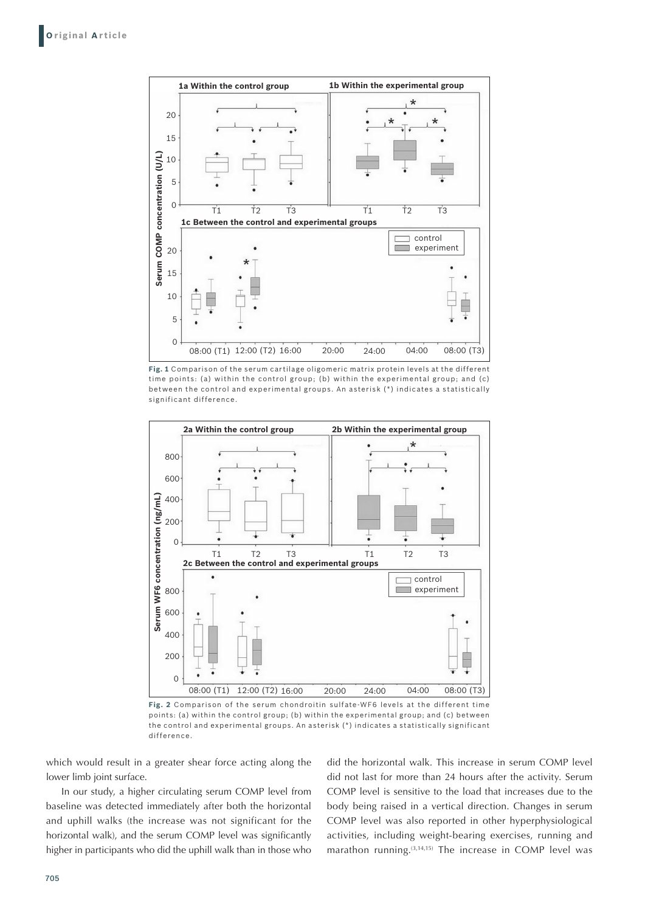Fig. 1 Comparison of the serum cartilage oligomeric matrix protein levels at the different time points: (a) within the control group; (b) within the experimental group; and (c) between the control and experimental groups. An asterisk (*) indicates a statistically significant difference.

Fig. 2 Comparison of the serum chondroitin sulfate-WF6 levels at the different time points: (a) within the control group; (b) within the experimental group; and (c) between the control and experimental groups. An asterisk (*) indicates a statistically significant difference.

which would result in a greater shear force acting along the lower limb joint surface.

In our study, a higher circulating serum COMP level from baseline was detected immediately after both the horizontal and uphill walks (the increase was not significant for the horizontal walk), and the serum COMP level was significantly higher in participants who did the uphill walk than in those who did the horizontal walk. This increase in serum COMP level did not last for more than 24 hours after the activity. Serum COMP level is sensitive to the load that increases due to the body being raised in a vertical direction. Changes in serum COMP level was also reported in other hyperphysiological activities, including weight-bearing exercises, running and marathon running.[3,14,15] The increase in COMP level was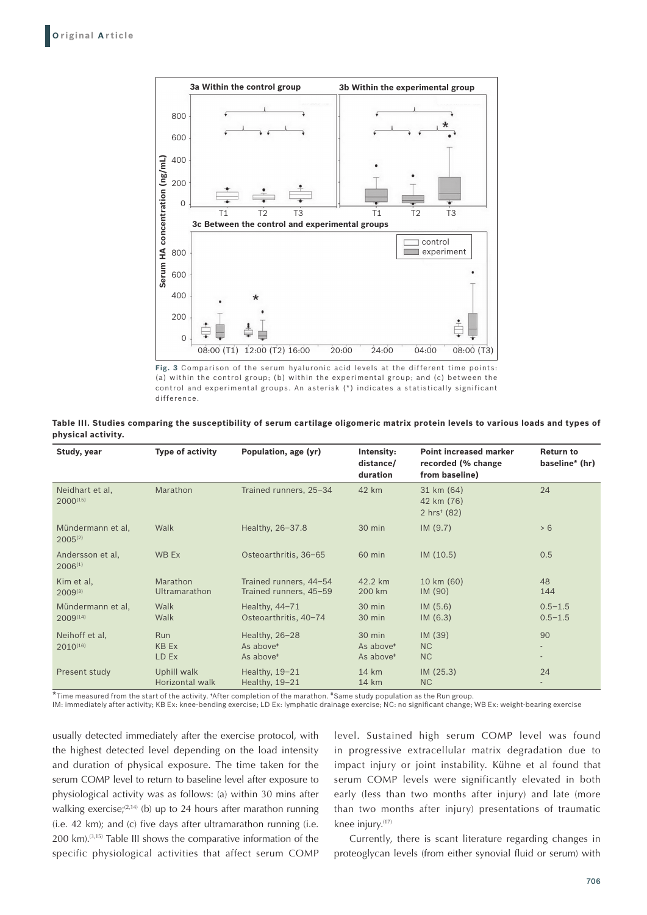Fig. 3 Comparison of the serum hyaluronic acid levels at the different time points: (a) within the control group; (b) within the experimental group; and (c) between the control and experimental groups. An asterisk (*) indicates a statistically significant difference.

**Table III. Studies comparing the susceptibility of serum cartilage oligomeric matrix protein levels to various loads and types of physical activity.**

| Study, year | Type of activity | Population, age (yr) | Intensity: distance/ duration | Point increased marker recorded (% change from baseline) | Return to baseline* (hr) |
|---|---|---|---|---|---|
| Neidhart et al, 2000[15] | Marathon | Trained runners, 25–34 | 42 km | 31 km (64)<br>42 km (76)<br>2 hrs† (82) | 24 |
| Mündermann et al, 2005[2] | Walk | Healthy, 26–37.8 | 30 min | IM (9.7) | > 6 |
| Andersson et al, 2006[1] | WB Ex | Osteoarthritis, 36–65 | 60 min | IM (10.5) | 0.5 |
| Kim et al, 2009[3] | Marathon<br>Ultramarathon | Trained runners, 44–54<br>Trained runners, 45–59 | 42.2 km<br>200 km | 10 km (60)<br>IM (90) | 48<br>144 |
| Mündermann et al, 2009[14] | Walk<br>Walk | Healthy, 44–71<br>Osteoarthritis, 40–74 | 30 min<br>30 min | IM (5.6)<br>IM (6.3) | 0.5–1.5<br>0.5–1.5 |
| Neihoff et al, 2010[16] | Run<br>KB Ex<br>LD Ex | Healthy, 26–28<br>As above‡<br>As above‡ | 30 min<br>As above‡<br>As above‡ | IM (39)<br>NC<br>NC | 90<br>-<br>- |
| Present study | Uphill walk<br>Horizontal walk | Healthy, 19–21<br>Healthy, 19–21 | 14 km<br>14 km | IM (25.3)<br>NC | 24<br>- |

*Time measured from the start of the activity. †After completion of the marathon. ‡Same study population as the Run group.
IM: immediately after activity; KB Ex: knee-bending exercise; LD Ex: lymphatic drainage exercise; NC: no significant change; WB Ex: weight-bearing exercise

usually detected immediately after the exercise protocol, with the highest detected level depending on the load intensity and duration of physical exposure. The time taken for the serum COMP level to return to baseline level after exposure to physiological activity was as follows: (a) within 30 mins after walking exercise;[2,14] (b) up to 24 hours after marathon running (i.e. 42 km); and (c) five days after ultramarathon running (i.e. 200 km).[3,15] Table III shows the comparative information of the specific physiological activities that affect serum COMP level. Sustained high serum COMP level was found in progressive extracellular matrix degradation due to impact injury or joint instability. Kühne et al found that serum COMP levels were significantly elevated in both early (less than two months after injury) and late (more than two months after injury) presentations of traumatic knee injury.[17]

Currently, there is scant literature regarding changes in proteoglycan levels (from either synovial fluid or serum) with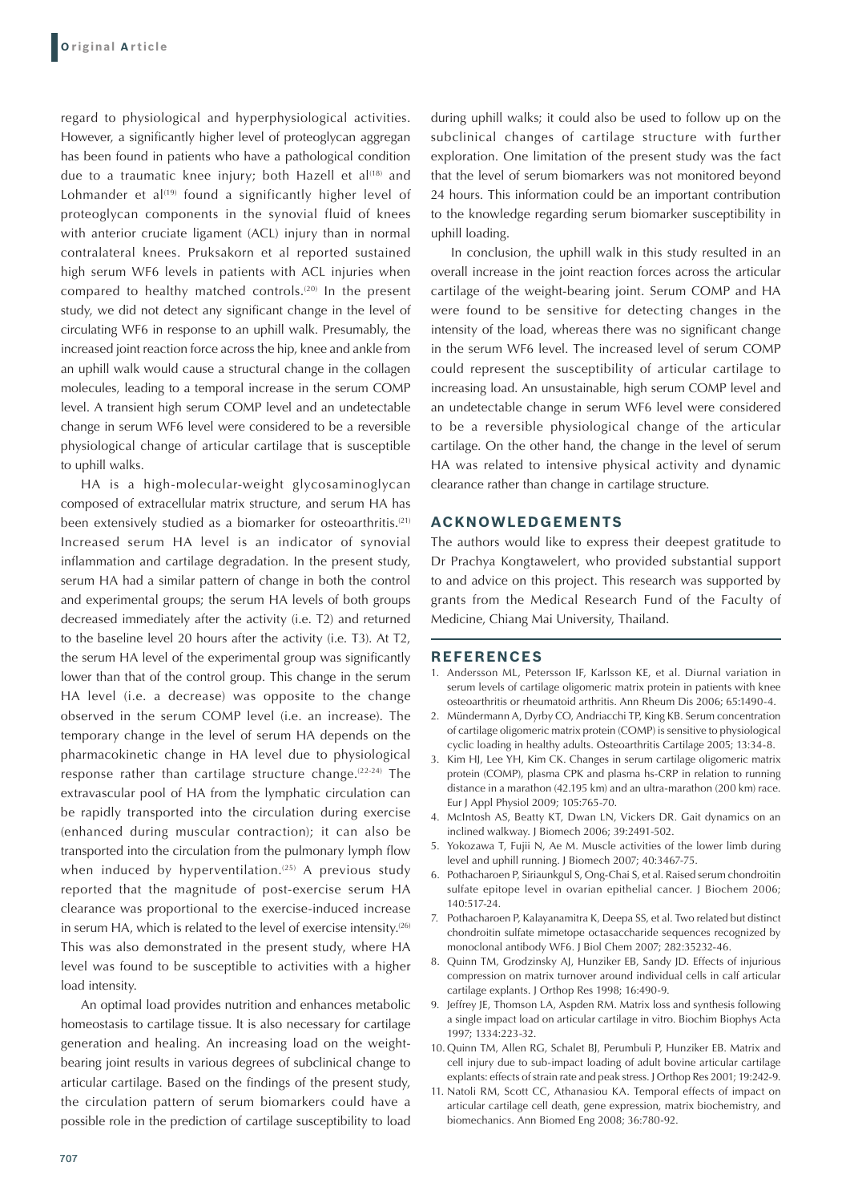regard to physiological and hyperphysiological activities. However, a significantly higher level of proteoglycan aggregan has been found in patients who have a pathological condition due to a traumatic knee injury; both Hazell et al[18] and Lohmander et al[19] found a significantly higher level of proteoglycan components in the synovial fluid of knees with anterior cruciate ligament (ACL) injury than in normal contralateral knees. Pruksakorn et al reported sustained high serum WF6 levels in patients with ACL injuries when compared to healthy matched controls.[20] In the present study, we did not detect any significant change in the level of circulating WF6 in response to an uphill walk. Presumably, the increased joint reaction force across the hip, knee and ankle from an uphill walk would cause a structural change in the collagen molecules, leading to a temporal increase in the serum COMP level. A transient high serum COMP level and an undetectable change in serum WF6 level were considered to be a reversible physiological change of articular cartilage that is susceptible to uphill walks.

HA is a high-molecular-weight glycosaminoglycan composed of extracellular matrix structure, and serum HA has been extensively studied as a biomarker for osteoarthritis.[21] Increased serum HA level is an indicator of synovial inflammation and cartilage degradation. In the present study, serum HA had a similar pattern of change in both the control and experimental groups; the serum HA levels of both groups decreased immediately after the activity (i.e. T2) and returned to the baseline level 20 hours after the activity (i.e. T3). At T2, the serum HA level of the experimental group was significantly lower than that of the control group. This change in the serum HA level (i.e. a decrease) was opposite to the change observed in the serum COMP level (i.e. an increase). The temporary change in the level of serum HA depends on the pharmacokinetic change in HA level due to physiological response rather than cartilage structure change.[22-24] The extravascular pool of HA from the lymphatic circulation can be rapidly transported into the circulation during exercise (enhanced during muscular contraction); it can also be transported into the circulation from the pulmonary lymph flow when induced by hyperventilation.[25] A previous study reported that the magnitude of post-exercise serum HA clearance was proportional to the exercise-induced increase in serum HA, which is related to the level of exercise intensity.[26] This was also demonstrated in the present study, where HA level was found to be susceptible to activities with a higher load intensity.

An optimal load provides nutrition and enhances metabolic homeostasis to cartilage tissue. It is also necessary for cartilage generation and healing. An increasing load on the weight-bearing joint results in various degrees of subclinical change to articular cartilage. Based on the findings of the present study, the circulation pattern of serum biomarkers could have a possible role in the prediction of cartilage susceptibility to load during uphill walks; it could also be used to follow up on the subclinical changes of cartilage structure with further exploration. One limitation of the present study was the fact that the level of serum biomarkers was not monitored beyond 24 hours. This information could be an important contribution to the knowledge regarding serum biomarker susceptibility in uphill loading.

In conclusion, the uphill walk in this study resulted in an overall increase in the joint reaction forces across the articular cartilage of the weight-bearing joint. Serum COMP and HA were found to be sensitive for detecting changes in the intensity of the load, whereas there was no significant change in the serum WF6 level. The increased level of serum COMP could represent the susceptibility of articular cartilage to increasing load. An unsustainable, high serum COMP level and an undetectable change in serum WF6 level were considered to be a reversible physiological change of the articular cartilage. On the other hand, the change in the level of serum HA was related to intensive physical activity and dynamic clearance rather than change in cartilage structure.

## ACKNOWLEDGEMENTS

The authors would like to express their deepest gratitude to Dr Prachya Kongtawelert, who provided substantial support to and advice on this project. This research was supported by grants from the Medical Research Fund of the Faculty of Medicine, Chiang Mai University, Thailand.

## REFERENCES

1. Andersson ML, Petersson IF, Karlsson KE, et al. Diurnal variation in serum levels of cartilage oligomeric matrix protein in patients with knee osteoarthritis or rheumatoid arthritis. Ann Rheum Dis 2006; 65:1490-4.
2. Mündermann A, Dyrby CO, Andriacchi TP, King KB. Serum concentration of cartilage oligomeric matrix protein (COMP) is sensitive to physiological cyclic loading in healthy adults. Osteoarthritis Cartilage 2005; 13:34-8.
3. Kim HJ, Lee YH, Kim CK. Changes in serum cartilage oligomeric matrix protein (COMP), plasma CPK and plasma hs-CRP in relation to running distance in a marathon (42.195 km) and an ultra-marathon (200 km) race. Eur J Appl Physiol 2009; 105:765-70.
4. McIntosh AS, Beatty KT, Dwan LN, Vickers DR. Gait dynamics on an inclined walkway. J Biomech 2006; 39:2491-502.
5. Yokozawa T, Fujii N, Ae M. Muscle activities of the lower limb during level and uphill running. J Biomech 2007; 40:3467-75.
6. Pothacharoen P, Siriaunkgul S, Ong-Chai S, et al. Raised serum chondroitin sulfate epitope level in ovarian epithelial cancer. J Biochem 2006; 140:517-24.
7. Pothacharoen P, Kalayanamitra K, Deepa SS, et al. Two related but distinct chondroitin sulfate mimetope octasaccharide sequences recognized by monoclonal antibody WF6. J Biol Chem 2007; 282:35232-46.
8. Quinn TM, Grodzinsky AJ, Hunziker EB, Sandy JD. Effects of injurious compression on matrix turnover around individual cells in calf articular cartilage explants. J Orthop Res 1998; 16:490-9.
9. Jeffrey JE, Thomson LA, Aspden RM. Matrix loss and synthesis following a single impact load on articular cartilage in vitro. Biochim Biophys Acta 1997; 1334:223-32.
10. Quinn TM, Allen RG, Schalet BJ, Perumbuli P, Hunziker EB. Matrix and cell injury due to sub-impact loading of adult bovine articular cartilage explants: effects of strain rate and peak stress. J Orthop Res 2001; 19:242-9.
11. Natoli RM, Scott CC, Athanasiou KA. Temporal effects of impact on articular cartilage cell death, gene expression, matrix biochemistry, and biomechanics. Ann Biomed Eng 2008; 36:780-92.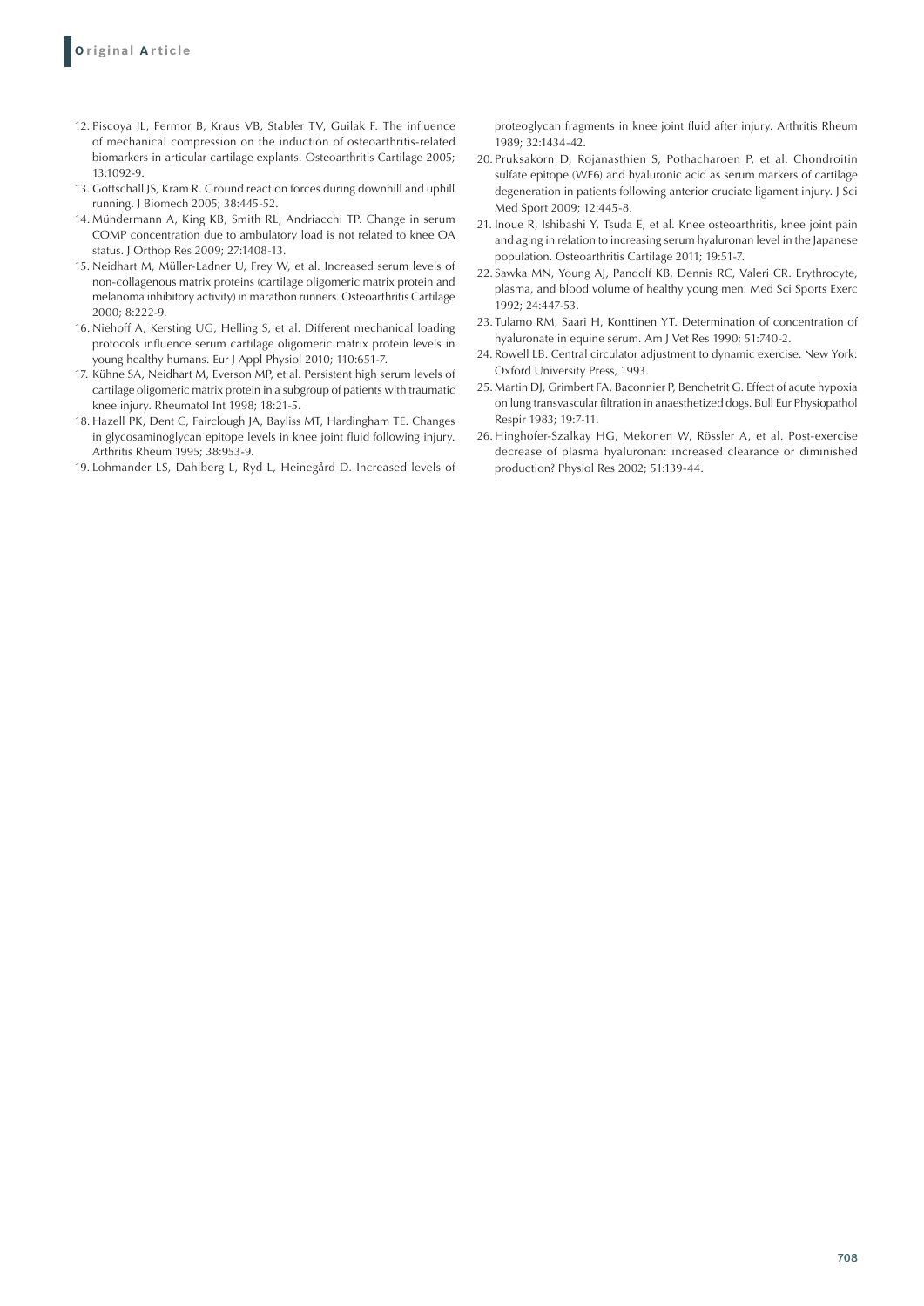12. Piscoya JL, Fermor B, Kraus VB, Stabler TV, Guilak F. The influence of mechanical compression on the induction of osteoarthritis-related biomarkers in articular cartilage explants. Osteoarthritis Cartilage 2005; 13:1092-9.
13. Gottschall JS, Kram R. Ground reaction forces during downhill and uphill running. J Biomech 2005; 38:445-52.
14. Mündermann A, King KB, Smith RL, Andriacchi TP. Change in serum COMP concentration due to ambulatory load is not related to knee OA status. J Orthop Res 2009; 27:1408-13.
15. Neidhart M, Müller-Ladner U, Frey W, et al. Increased serum levels of non-collagenous matrix proteins (cartilage oligomeric matrix protein and melanoma inhibitory activity) in marathon runners. Osteoarthritis Cartilage 2000; 8:222-9.
16. Niehoff A, Kersting UG, Helling S, et al. Different mechanical loading protocols influence serum cartilage oligomeric matrix protein levels in young healthy humans. Eur J Appl Physiol 2010; 110:651-7.
17. Kühne SA, Neidhart M, Everson MP, et al. Persistent high serum levels of cartilage oligomeric matrix protein in a subgroup of patients with traumatic knee injury. Rheumatol Int 1998; 18:21-5.
18. Hazell PK, Dent C, Fairclough JA, Bayliss MT, Hardingham TE. Changes in glycosaminoglycan epitope levels in knee joint fluid following injury. Arthritis Rheum 1995; 38:953-9.
19. Lohmander LS, Dahlberg L, Ryd L, Heinegård D. Increased levels of proteoglycan fragments in knee joint fluid after injury. Arthritis Rheum 1989; 32:1434-42.
20. Pruksakorn D, Rojanasthien S, Pothacharoen P, et al. Chondroitin sulfate epitope (WF6) and hyaluronic acid as serum markers of cartilage degeneration in patients following anterior cruciate ligament injury. J Sci Med Sport 2009; 12:445-8.
21. Inoue R, Ishibashi Y, Tsuda E, et al. Knee osteoarthritis, knee joint pain and aging in relation to increasing serum hyaluronan level in the Japanese population. Osteoarthritis Cartilage 2011; 19:51-7.
22. Sawka MN, Young AJ, Pandolf KB, Dennis RC, Valeri CR. Erythrocyte, plasma, and blood volume of healthy young men. Med Sci Sports Exerc 1992; 24:447-53.
23. Tulamo RM, Saari H, Konttinen YT. Determination of concentration of hyaluronate in equine serum. Am J Vet Res 1990; 51:740-2.
24. Rowell LB. Central circulator adjustment to dynamic exercise. New York: Oxford University Press, 1993.
25. Martin DJ, Grimbert FA, Baconnier P, Benchetrit G. Effect of acute hypoxia on lung transvascular filtration in anaesthetized dogs. Bull Eur Physiopathol Respir 1983; 19:7-11.
26. Hinghofer-Szalkay HG, Mekonen W, Rössler A, et al. Post-exercise decrease of plasma hyaluronan: increased clearance or diminished production? Physiol Res 2002; 51:139-44.